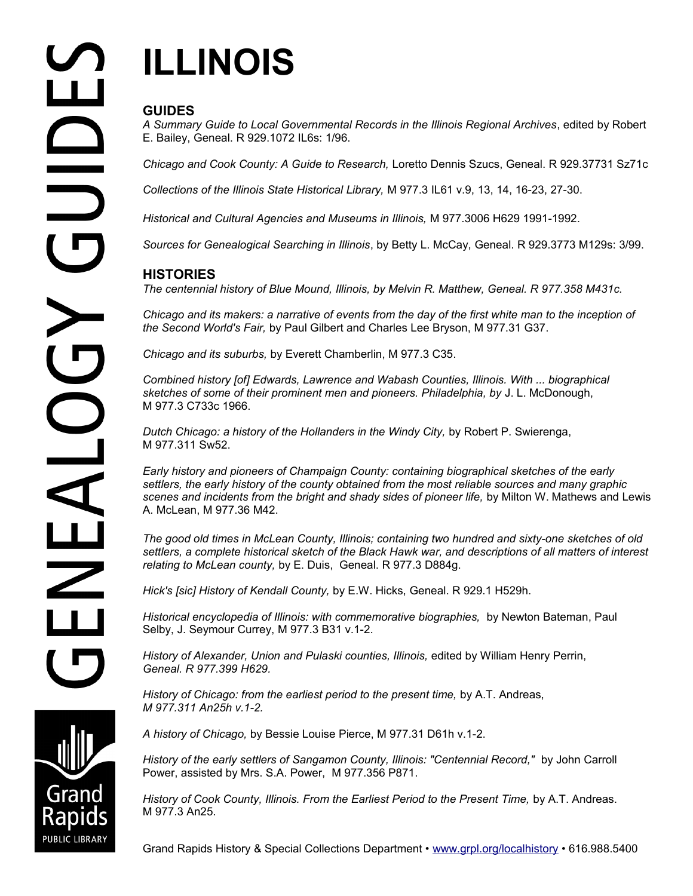# ILLINOIS

## GUIDES

*A Summary Guide to Local Governmental Records in the Illinois Regional Archives*, edited by Robert E. Bailey, Geneal. R 929.1072 IL6s: 1/96.

*Chicago and Cook County: A Guide to Research,* Loretto Dennis Szucs, Geneal. R 929.37731 Sz71c

*Collections of the Illinois State Historical Library,* M 977.3 IL61 v.9, 13, 14, 16-23, 27-30.

*Historical and Cultural Agencies and Museums in Illinois,* M 977.3006 H629 1991-1992.

*Sources for Genealogical Searching in Illinois*, by Betty L. McCay, Geneal. R 929.3773 M129s: 3/99.

## HISTORIES

*The centennial history of Blue Mound, Illinois, by Melvin R. Matthew, Geneal. R 977.358 M431c.*

*Chicago and its makers: a narrative of events from the day of the first white man to the inception of the Second World's Fair,* by Paul Gilbert and Charles Lee Bryson, M 977.31 G37.

*Chicago and its suburbs,* by Everett Chamberlin, M 977.3 C35.

*Combined history [of] Edwards, Lawrence and Wabash Counties, Illinois. With ... biographical sketches of some of their prominent men and pioneers. Philadelphia, by* J. L. McDonough, M 977.3 C733c 1966.

*Dutch Chicago: a history of the Hollanders in the Windy City,* by Robert P. Swierenga, M 977.311 Sw52.

*Early history and pioneers of Champaign County: containing biographical sketches of the early settlers, the early history of the county obtained from the most reliable sources and many graphic scenes and incidents from the bright and shady sides of pioneer life,* by Milton W. Mathews and Lewis A. McLean, M 977.36 M42.

*The good old times in McLean County, Illinois; containing two hundred and sixty-one sketches of old settlers, a complete historical sketch of the Black Hawk war, and descriptions of all matters of interest relating to McLean county,* by E. Duis, Geneal. R 977.3 D884g.

*Hick's [sic] History of Kendall County,* by E.W. Hicks, Geneal. R 929.1 H529h.

*Historical encyclopedia of Illinois: with commemorative biographies,* by Newton Bateman, Paul Selby, J. Seymour Currey, M 977.3 B31 v.1-2.

*History of Alexander, Union and Pulaski counties, Illinois,* edited by William Henry Perrin, *Geneal. R 977.399 H629.*

*History of Chicago: from the earliest period to the present time,* by A.T. Andreas, *M 977.311 An25h v.1-2.*

*A history of Chicago,* by Bessie Louise Pierce, M 977.31 D61h v.1-2.

*History of the early settlers of Sangamon County, Illinois: "Centennial Record,"* by John Carroll Power, assisted by Mrs. S.A. Power, M 977.356 P871.

*History of Cook County, Illinois. From the Earliest Period to the Present Time,* by A.T. Andreas. M 977.3 An25.

Grand Rapids History & Special Collections Department • www.grpl.org/localhistory • 616.988.5400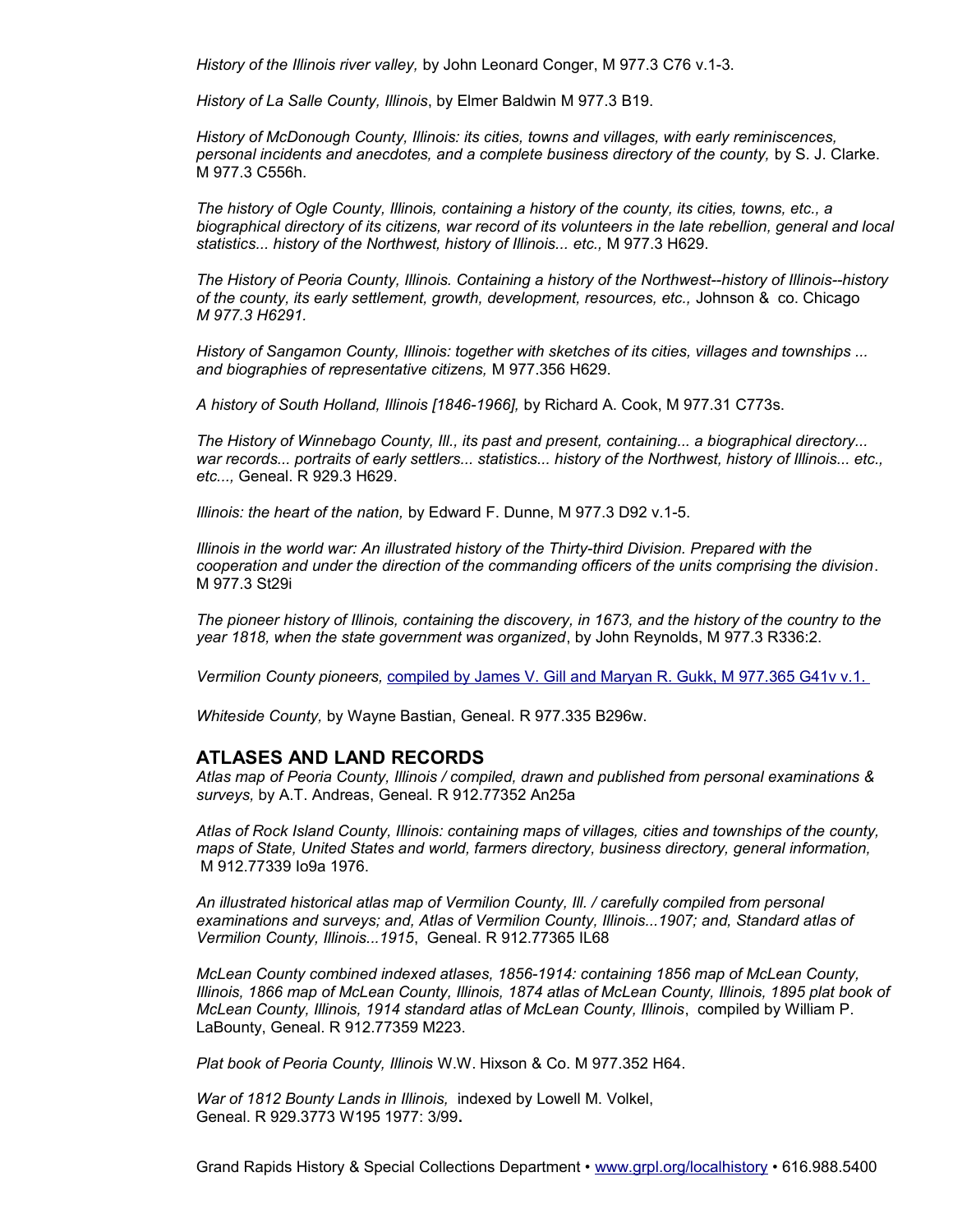*History of the Illinois river valley,* by John Leonard Conger, M 977.3 C76 v.1-3.

*History of La Salle County, Illinois*, by Elmer Baldwin M 977.3 B19.

*History of McDonough County, Illinois: its cities, towns and villages, with early reminiscences, personal incidents and anecdotes, and a complete business directory of the county,* by S. J. Clarke. M 977.3 C556h.

*The history of Ogle County, Illinois, containing a history of the county, its cities, towns, etc., a biographical directory of its citizens, war record of its volunteers in the late rebellion, general and local statistics... history of the Northwest, history of Illinois... etc.,* M 977.3 H629.

*The History of Peoria County, Illinois. Containing a history of the Northwest--history of Illinois--history of the county, its early settlement, growth, development, resources, etc.,* Johnson & co. Chicago *M 977.3 H6291.*

*History of Sangamon County, Illinois: together with sketches of its cities, villages and townships ... and biographies of representative citizens,* M 977.356 H629.

*A history of South Holland, Illinois [1846-1966],* by Richard A. Cook, M 977.31 C773s.

*The History of Winnebago County, Ill., its past and present, containing... a biographical directory... war records... portraits of early settlers... statistics... history of the Northwest, history of Illinois... etc., etc...,* Geneal. R 929.3 H629.

*Illinois: the heart of the nation,* by Edward F. Dunne, M 977.3 D92 v.1-5.

*Illinois in the world war: An illustrated history of the Thirty-third Division. Prepared with the cooperation and under the direction of the commanding officers of the units comprising the division*. M 977.3 St29i

*The pioneer history of Illinois, containing the discovery, in 1673, and the history of the country to the year 1818, when the state government was organized*, by John Reynolds, M 977.3 R336:2.

*Vermilion County pioneers,* compiled by James V. Gill and Maryan R. Gukk, M 977.365 G41v v.1.

*Whiteside County,* by Wayne Bastian, Geneal. R 977.335 B296w.

## ATLASES AND LAND RECORDS

*Atlas map of Peoria County, Illinois / compiled, drawn and published from personal examinations & surveys,* by A.T. Andreas, Geneal. R 912.77352 An25a

*Atlas of Rock Island County, Illinois: containing maps of villages, cities and townships of the county, maps of State, United States and world, farmers directory, business directory, general information,* M 912.77339 Io9a 1976.

*An illustrated historical atlas map of Vermilion County, Ill. / carefully compiled from personal examinations and surveys; and, Atlas of Vermilion County, Illinois...1907; and, Standard atlas of Vermilion County, Illinois...1915*, Geneal. R 912.77365 IL68

*McLean County combined indexed atlases, 1856-1914: containing 1856 map of McLean County, Illinois, 1866 map of McLean County, Illinois, 1874 atlas of McLean County, Illinois, 1895 plat book of McLean County, Illinois, 1914 standard atlas of McLean County, Illinois*, compiled by William P. LaBounty, Geneal. R 912.77359 M223.

*Plat book of Peoria County, Illinois* W.W. Hixson & Co. M 977.352 H64.

*War of 1812 Bounty Lands in Illinois,* indexed by Lowell M. Volkel, Geneal. R 929.3773 W195 1977: 3/99**.**

Grand Rapids History & Special Collections Department • www.grpl.org/localhistory • 616.988.5400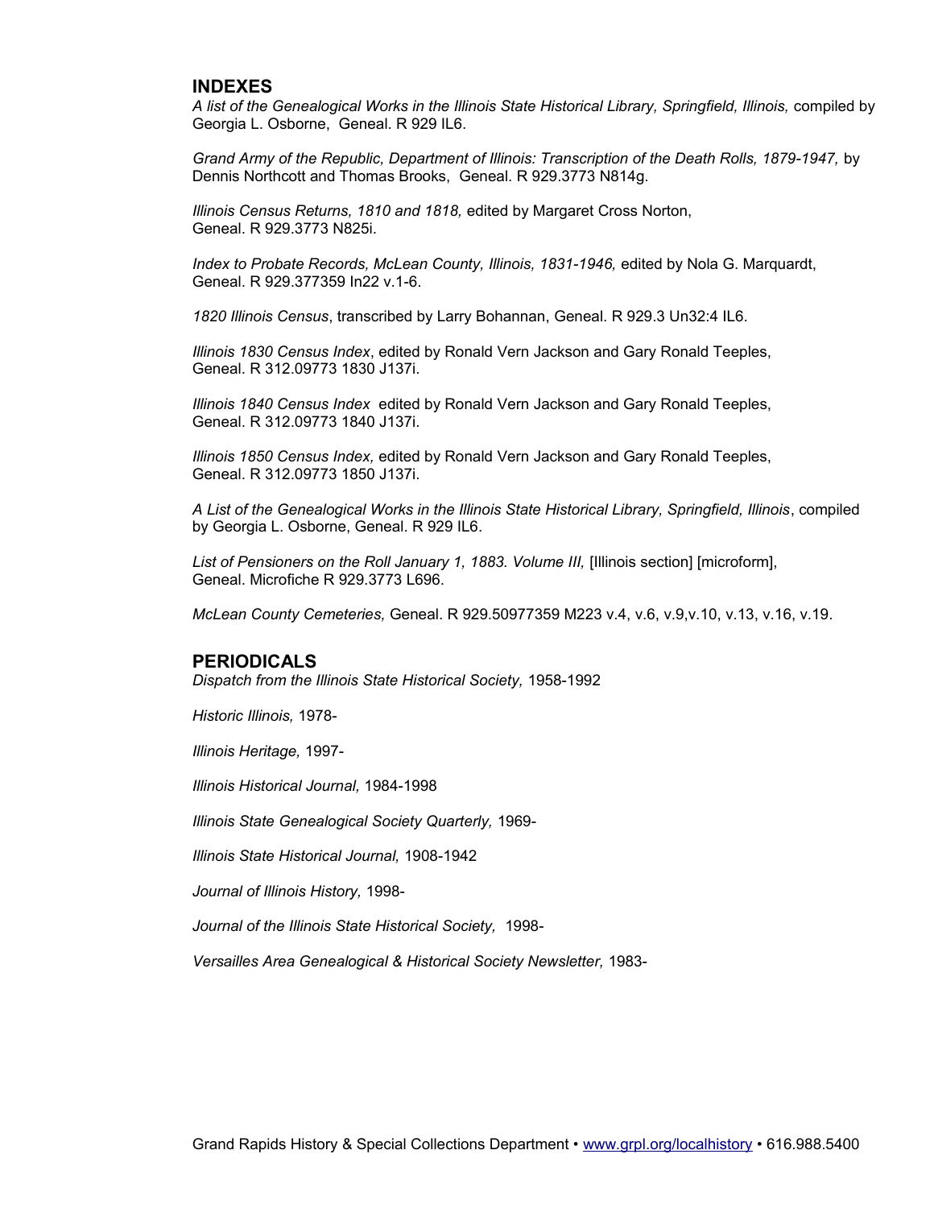## INDEXES

*A list of the Genealogical Works in the Illinois State Historical Library, Springfield, Illinois,* compiled by Georgia L. Osborne, Geneal. R 929 IL6.

*Grand Army of the Republic, Department of Illinois: Transcription of the Death Rolls, 1879-1947,* by Dennis Northcott and Thomas Brooks, Geneal. R 929.3773 N814g.

*Illinois Census Returns, 1810 and 1818,* edited by Margaret Cross Norton, Geneal. R 929.3773 N825i.

*Index to Probate Records, McLean County, Illinois, 1831-1946,* edited by Nola G. Marquardt, Geneal. R 929.377359 In22 v.1-6.

*1820 Illinois Census*, transcribed by Larry Bohannan, Geneal. R 929.3 Un32:4 IL6.

*Illinois 1830 Census Index*, edited by Ronald Vern Jackson and Gary Ronald Teeples, Geneal. R 312.09773 1830 J137i.

*Illinois 1840 Census Index* edited by Ronald Vern Jackson and Gary Ronald Teeples, Geneal. R 312.09773 1840 J137i.

*Illinois 1850 Census Index,* edited by Ronald Vern Jackson and Gary Ronald Teeples, Geneal. R 312.09773 1850 J137i.

*A List of the Genealogical Works in the Illinois State Historical Library, Springfield, Illinois*, compiled by Georgia L. Osborne, Geneal. R 929 IL6.

*List of Pensioners on the Roll January 1, 1883. Volume III,* [Illinois section] [microform], Geneal. Microfiche R 929.3773 L696.

*McLean County Cemeteries,* Geneal. R 929.50977359 M223 v.4, v.6, v.9,v.10, v.13, v.16, v.19.

## PERIODICALS

*Dispatch from the Illinois State Historical Society,* 1958-1992

*Historic Illinois,* 1978-

*Illinois Heritage,* 1997-

*Illinois Historical Journal,* 1984-1998

*Illinois State Genealogical Society Quarterly,* 1969-

*Illinois State Historical Journal,* 1908-1942

*Journal of Illinois History,* 1998-

*Journal of the Illinois State Historical Society,* 1998-

*Versailles Area Genealogical & Historical Society Newsletter,* 1983-